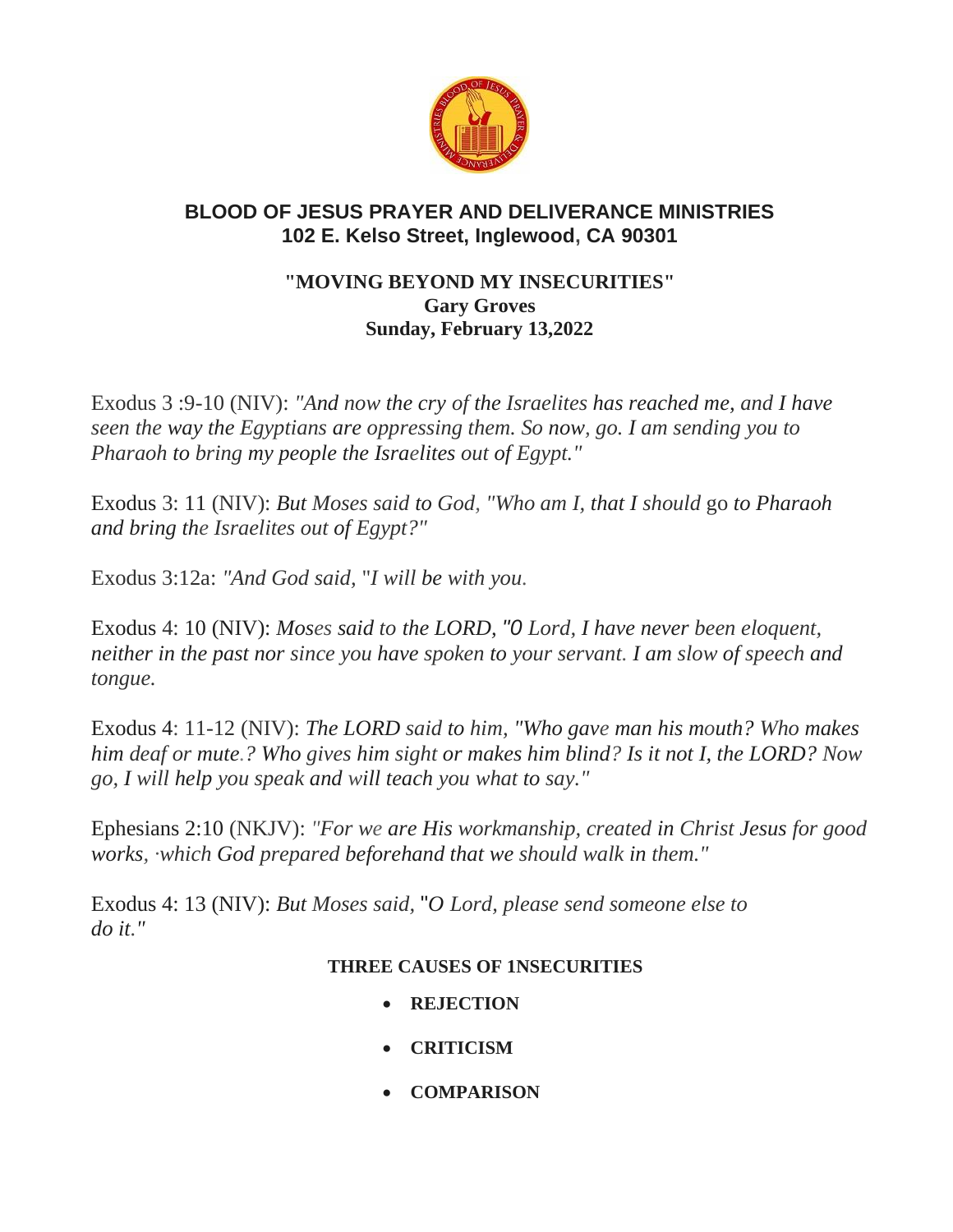# BLOOD OF JESUS PRAYER AND DELIVERANCE MINISTRIES
## 102 E. Kelso Street, Inglewood, CA 90301

**"MOVING BEYOND MY INSECURITIES"**
**Gary Groves**
**Sunday, February 13,2022**

Exodus 3 :9-10 (NIV): *"And now the cry of the Israelites has reached me, and I have seen the way the Egyptians are oppressing them. So now, go. I am sending you to Pharaoh to bring my people the Israelites out of Egypt."*

Exodus 3: 11 (NIV): *But Moses said to God, "Who am I, that I should* go *to Pharaoh and bring the Israelites out of Egypt?"*

Exodus 3:12a: *"And God said,* "*I will be with you.*

Exodus 4: 10 (NIV): *Moses said to the LORD, "O Lord, I have never been eloquent, neither in the past nor since you have spoken to your servant. I am slow of speech and tongue.*

Exodus 4: 11-12 (NIV): *The LORD said to him, "Who gave man his mouth? Who makes him deaf or mute.? Who gives him sight or makes him blind? Is it not I, the LORD? Now go, I will help you speak and will teach you what to say."*

Ephesians 2:10 (NKJV): *"For we are His workmanship, created in Christ Jesus for good works, ·which God prepared beforehand that we should walk in them."*

Exodus 4: 13 (NIV): *But Moses said,* "*O Lord, please send someone else to do it."*

**THREE CAUSES OF 1NSECURITIES**

- **REJECTION**
- **CRITICISM**
- **COMPARISON**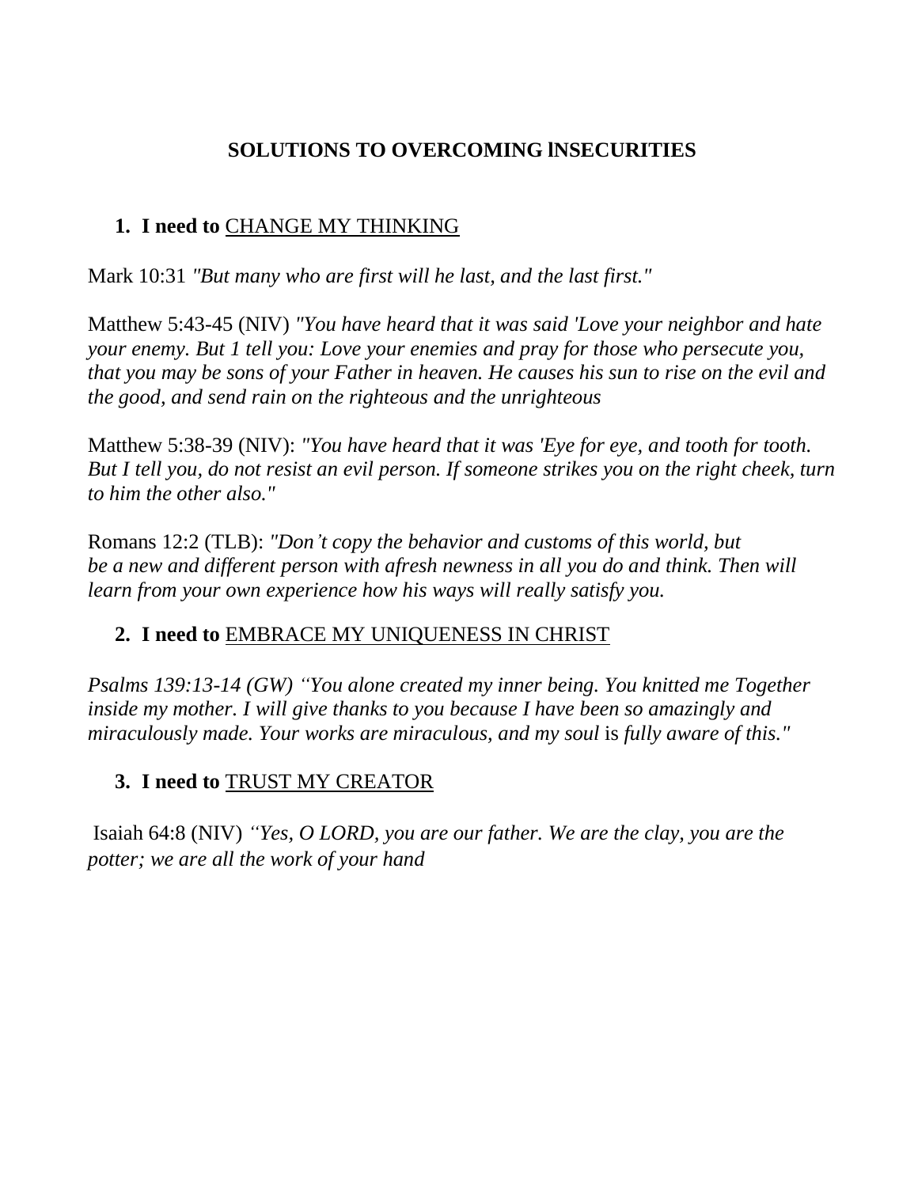**SOLUTIONS TO OVERCOMING lNSECURITIES**

1. **I need to** CHANGE MY THINKING

Mark 10:31 *"But many who are first will he last, and the last first."*

Matthew 5:43-45 (NIV) *"You have heard that it was said 'Love your neighbor and hate your enemy. But 1 tell you: Love your enemies and pray for those who persecute you, that you may be sons of your Father in heaven. He causes his sun to rise on the evil and the good, and send rain on the righteous and the unrighteous*

Matthew 5:38-39 (NIV): *"You have heard that it was 'Eye for eye, and tooth for tooth. But I tell you, do not resist an evil person. If someone strikes you on the right cheek, turn to him the other also."*

Romans 12:2 (TLB): *"Don't copy the behavior and customs of this world, but be a new and different person with afresh newness in all you do and think. Then will learn from your own experience how his ways will really satisfy you.*

2. **I need to** EMBRACE MY UNIQUENESS IN CHRIST

*Psalms 139:13-14 (GW) "You alone created my inner being. You knitted me Together inside my mother. I will give thanks to you because I have been so amazingly and miraculously made. Your works are miraculous, and my soul* is *fully aware of this."*

3. **I need to** TRUST MY CREATOR

Isaiah 64:8 (NIV) *"Yes, O LORD, you are our father. We are the clay, you are the potter; we are all the work of your hand*